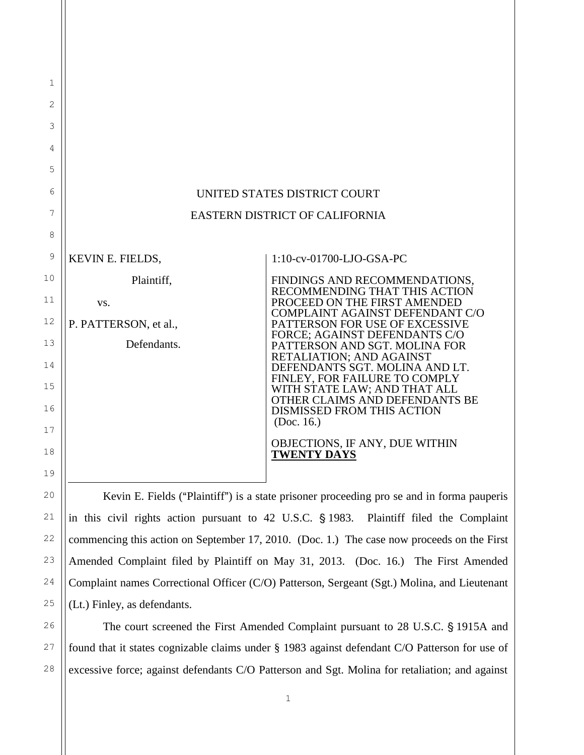UNITED STATES DISTRICT COURT

EASTERN DISTRICT OF CALIFORNIA

KEVIN E. FIELDS,

Plaintiff,

vs.

P. PATTERSON, et al.,

Defendants.

1:10-cv-01700-LJO-GSA-PC

FINDINGS AND RECOMMENDATIONS, RECOMMENDING THAT THIS ACTION PROCEED ON THE FIRST AMENDED COMPLAINT AGAINST DEFENDANT C/O PATTERSON FOR USE OF EXCESSIVE FORCE; AGAINST DEFENDANTS C/O PATTERSON AND SGT. MOLINA FOR RETALIATION; AND AGAINST DEFENDANTS SGT. MOLINA AND LT. FINLEY, FOR FAILURE TO COMPLY WITH STATE LAW; AND THAT ALL OTHER CLAIMS AND DEFENDANTS BE DISMISSED FROM THIS ACTION
(Doc. 16.)

OBJECTIONS, IF ANY, DUE WITHIN **TWENTY DAYS**

Kevin E. Fields ("Plaintiff") is a state prisoner proceeding pro se and in forma pauperis in this civil rights action pursuant to 42 U.S.C. § 1983. Plaintiff filed the Complaint commencing this action on September 17, 2010. (Doc. 1.) The case now proceeds on the First Amended Complaint filed by Plaintiff on May 31, 2013. (Doc. 16.) The First Amended Complaint names Correctional Officer (C/O) Patterson, Sergeant (Sgt.) Molina, and Lieutenant (Lt.) Finley, as defendants.

The court screened the First Amended Complaint pursuant to 28 U.S.C. § 1915A and found that it states cognizable claims under § 1983 against defendant C/O Patterson for use of excessive force; against defendants C/O Patterson and Sgt. Molina for retaliation; and against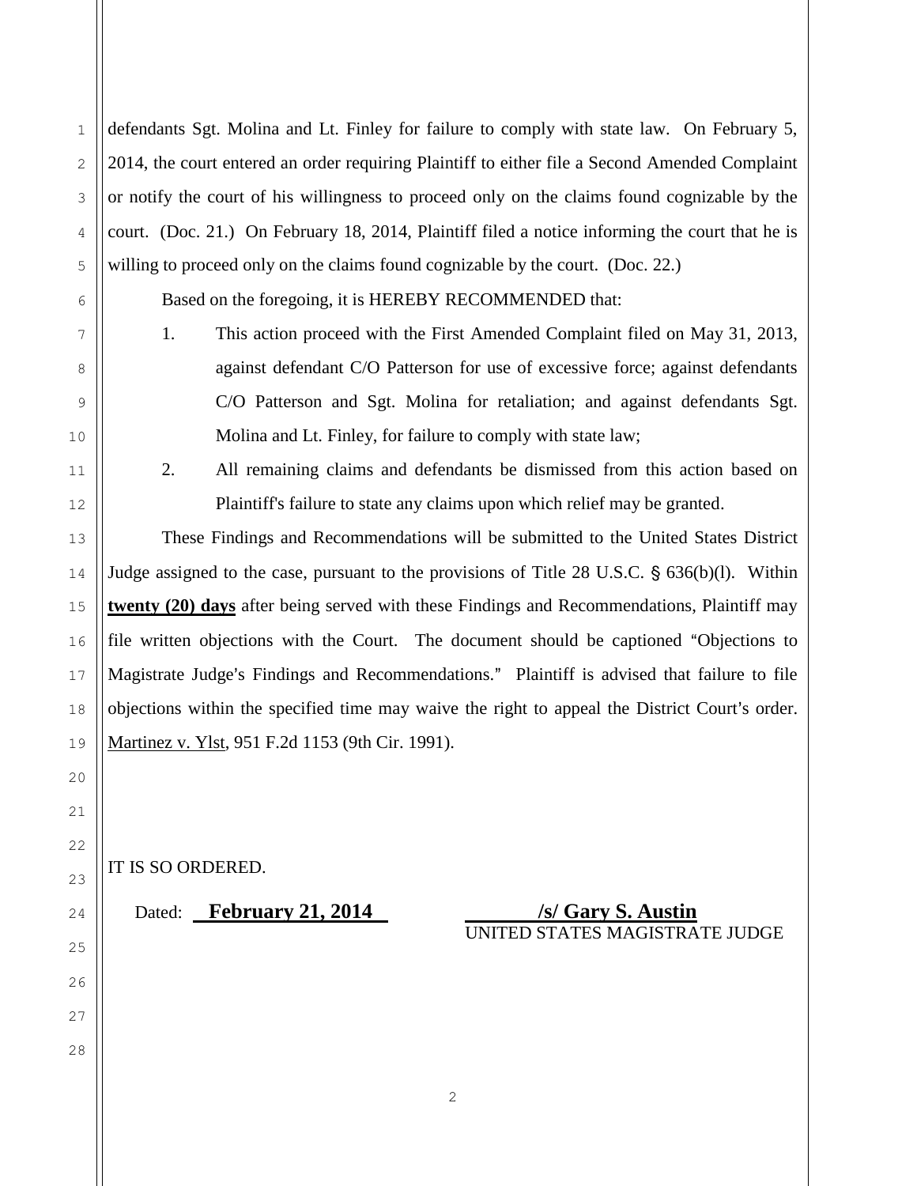defendants Sgt. Molina and Lt. Finley for failure to comply with state law. On February 5, 2014, the court entered an order requiring Plaintiff to either file a Second Amended Complaint or notify the court of his willingness to proceed only on the claims found cognizable by the court. (Doc. 21.) On February 18, 2014, Plaintiff filed a notice informing the court that he is willing to proceed only on the claims found cognizable by the court. (Doc. 22.)

Based on the foregoing, it is HEREBY RECOMMENDED that:

1. This action proceed with the First Amended Complaint filed on May 31, 2013, against defendant C/O Patterson for use of excessive force; against defendants C/O Patterson and Sgt. Molina for retaliation; and against defendants Sgt. Molina and Lt. Finley, for failure to comply with state law;

2. All remaining claims and defendants be dismissed from this action based on Plaintiff's failure to state any claims upon which relief may be granted.

These Findings and Recommendations will be submitted to the United States District Judge assigned to the case, pursuant to the provisions of Title 28 U.S.C. § 636(b)(l). Within **twenty (20) days** after being served with these Findings and Recommendations, Plaintiff may file written objections with the Court. The document should be captioned "Objections to Magistrate Judge's Findings and Recommendations." Plaintiff is advised that failure to file objections within the specified time may waive the right to appeal the District Court's order. Martinez v. Ylst, 951 F.2d 1153 (9th Cir. 1991).

IT IS SO ORDERED.

Dated: **February 21, 2014**

**/s/ Gary S. Austin**
UNITED STATES MAGISTRATE JUDGE